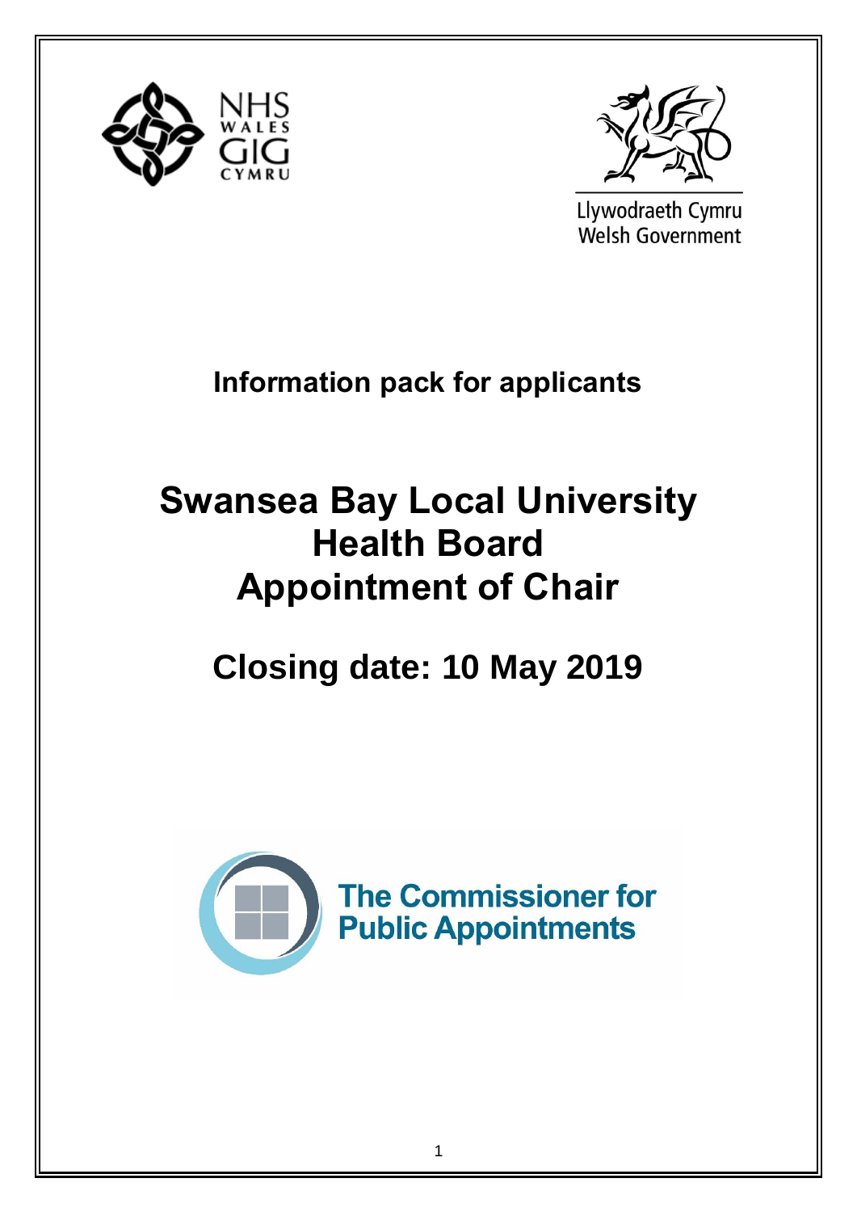NHS WALES GIG CYMRU

Llywodraeth Cymru
Welsh Government

**Information pack for applicants**

# Swansea Bay Local University Health Board Appointment of Chair

## Closing date: 10 May 2019

The Commissioner for Public Appointments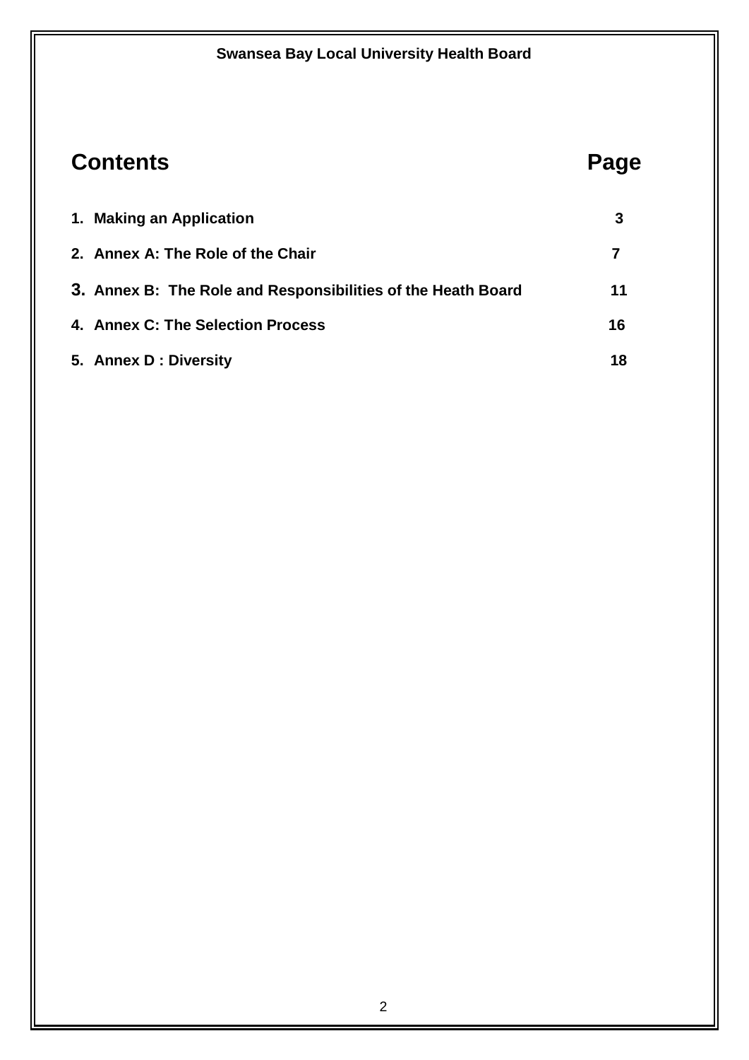## Contents

| Contents | Page |
|---|---|
| 1. Making an Application | 3 |
| 2. Annex A: The Role of the Chair | 7 |
| 3. Annex B: The Role and Responsibilities of the Heath Board | 11 |
| 4. Annex C: The Selection Process | 16 |
| 5. Annex D : Diversity | 18 |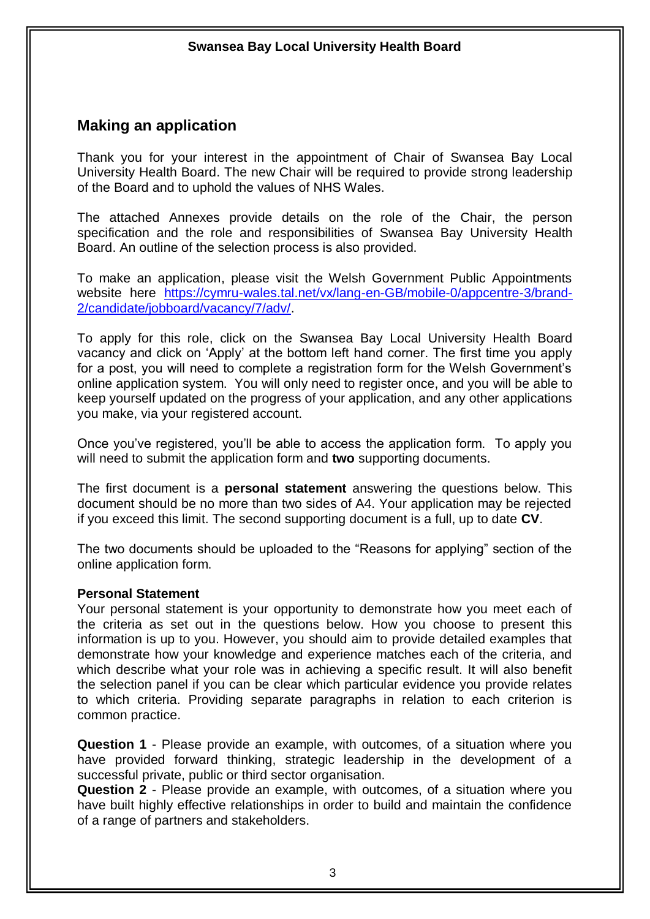## Making an application

Thank you for your interest in the appointment of Chair of Swansea Bay Local University Health Board. The new Chair will be required to provide strong leadership of the Board and to uphold the values of NHS Wales.

The attached Annexes provide details on the role of the Chair, the person specification and the role and responsibilities of Swansea Bay University Health Board. An outline of the selection process is also provided.

To make an application, please visit the Welsh Government Public Appointments website here [https://cymru-wales.tal.net/vx/lang-en-GB/mobile-0/appcentre-3/brand-2/candidate/jobboard/vacancy/7/adv/](https://cymru-wales.tal.net/vx/lang-en-GB/mobile-0/appcentre-3/brand-2/candidate/jobboard/vacancy/7/adv/).

To apply for this role, click on the Swansea Bay Local University Health Board vacancy and click on 'Apply' at the bottom left hand corner. The first time you apply for a post, you will need to complete a registration form for the Welsh Government's online application system. You will only need to register once, and you will be able to keep yourself updated on the progress of your application, and any other applications you make, via your registered account.

Once you've registered, you'll be able to access the application form. To apply you will need to submit the application form and **two** supporting documents.

The first document is a **personal statement** answering the questions below. This document should be no more than two sides of A4. Your application may be rejected if you exceed this limit. The second supporting document is a full, up to date **CV**.

The two documents should be uploaded to the "Reasons for applying" section of the online application form.

**Personal Statement**

Your personal statement is your opportunity to demonstrate how you meet each of the criteria as set out in the questions below. How you choose to present this information is up to you. However, you should aim to provide detailed examples that demonstrate how your knowledge and experience matches each of the criteria, and which describe what your role was in achieving a specific result. It will also benefit the selection panel if you can be clear which particular evidence you provide relates to which criteria. Providing separate paragraphs in relation to each criterion is common practice.

**Question 1** - Please provide an example, with outcomes, of a situation where you have provided forward thinking, strategic leadership in the development of a successful private, public or third sector organisation.

**Question 2** - Please provide an example, with outcomes, of a situation where you have built highly effective relationships in order to build and maintain the confidence of a range of partners and stakeholders.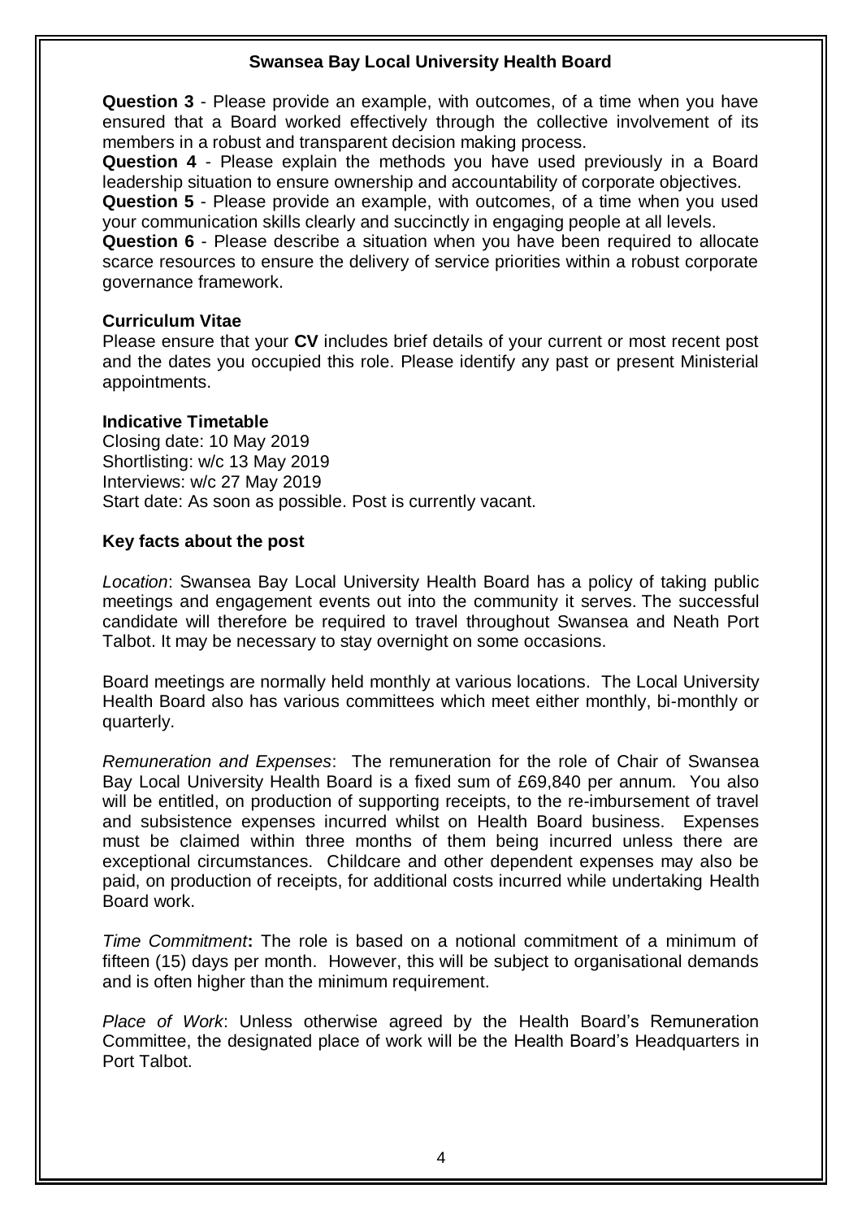**Question 3** - Please provide an example, with outcomes, of a time when you have ensured that a Board worked effectively through the collective involvement of its members in a robust and transparent decision making process.

**Question 4** - Please explain the methods you have used previously in a Board leadership situation to ensure ownership and accountability of corporate objectives.

**Question 5** - Please provide an example, with outcomes, of a time when you used your communication skills clearly and succinctly in engaging people at all levels.

**Question 6** - Please describe a situation when you have been required to allocate scarce resources to ensure the delivery of service priorities within a robust corporate governance framework.

**Curriculum Vitae**

Please ensure that your **CV** includes brief details of your current or most recent post and the dates you occupied this role. Please identify any past or present Ministerial appointments.

**Indicative Timetable**

Closing date: 10 May 2019
Shortlisting: w/c 13 May 2019
Interviews: w/c 27 May 2019
Start date: As soon as possible. Post is currently vacant.

**Key facts about the post**

*Location*: Swansea Bay Local University Health Board has a policy of taking public meetings and engagement events out into the community it serves. The successful candidate will therefore be required to travel throughout Swansea and Neath Port Talbot. It may be necessary to stay overnight on some occasions.

Board meetings are normally held monthly at various locations. The Local University Health Board also has various committees which meet either monthly, bi-monthly or quarterly.

*Remuneration and Expenses*: The remuneration for the role of Chair of Swansea Bay Local University Health Board is a fixed sum of £69,840 per annum. You also will be entitled, on production of supporting receipts, to the re-imbursement of travel and subsistence expenses incurred whilst on Health Board business. Expenses must be claimed within three months of them being incurred unless there are exceptional circumstances. Childcare and other dependent expenses may also be paid, on production of receipts, for additional costs incurred while undertaking Health Board work.

*Time Commitment***:** The role is based on a notional commitment of a minimum of fifteen (15) days per month. However, this will be subject to organisational demands and is often higher than the minimum requirement.

*Place of Work*: Unless otherwise agreed by the Health Board's Remuneration Committee, the designated place of work will be the Health Board's Headquarters in Port Talbot.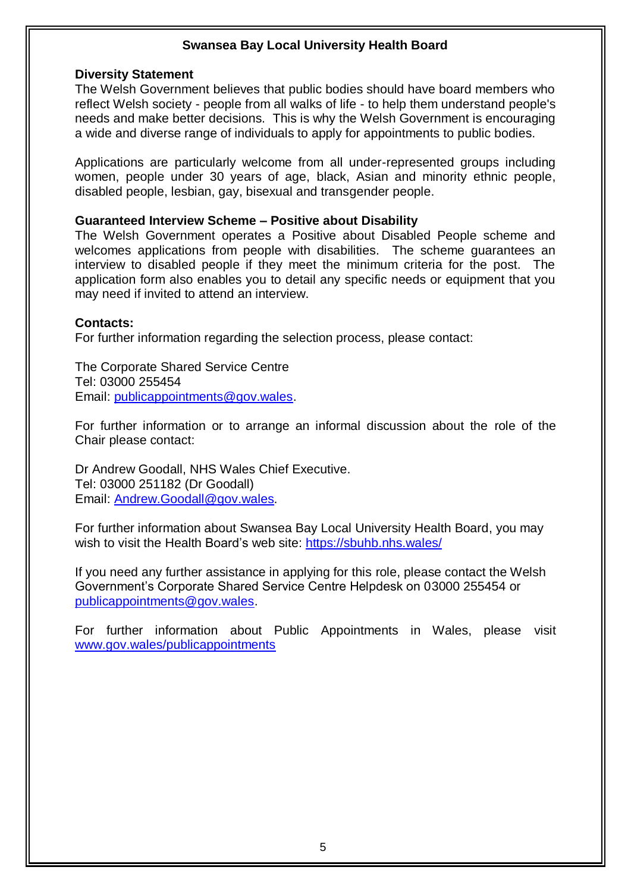**Swansea Bay Local University Health Board**

**Diversity Statement**

The Welsh Government believes that public bodies should have board members who reflect Welsh society - people from all walks of life - to help them understand people's needs and make better decisions. This is why the Welsh Government is encouraging a wide and diverse range of individuals to apply for appointments to public bodies.

Applications are particularly welcome from all under-represented groups including women, people under 30 years of age, black, Asian and minority ethnic people, disabled people, lesbian, gay, bisexual and transgender people.

**Guaranteed Interview Scheme – Positive about Disability**

The Welsh Government operates a Positive about Disabled People scheme and welcomes applications from people with disabilities. The scheme guarantees an interview to disabled people if they meet the minimum criteria for the post. The application form also enables you to detail any specific needs or equipment that you may need if invited to attend an interview.

**Contacts:**

For further information regarding the selection process, please contact:

The Corporate Shared Service Centre
Tel: 03000 255454
Email: publicappointments@gov.wales.

For further information or to arrange an informal discussion about the role of the Chair please contact:

Dr Andrew Goodall, NHS Wales Chief Executive.
Tel: 03000 251182 (Dr Goodall)
Email: Andrew.Goodall@gov.wales.

For further information about Swansea Bay Local University Health Board, you may wish to visit the Health Board's web site: https://sbuhb.nhs.wales/

If you need any further assistance in applying for this role, please contact the Welsh Government's Corporate Shared Service Centre Helpdesk on 03000 255454 or publicappointments@gov.wales.

For further information about Public Appointments in Wales, please visit www.gov.wales/publicappointments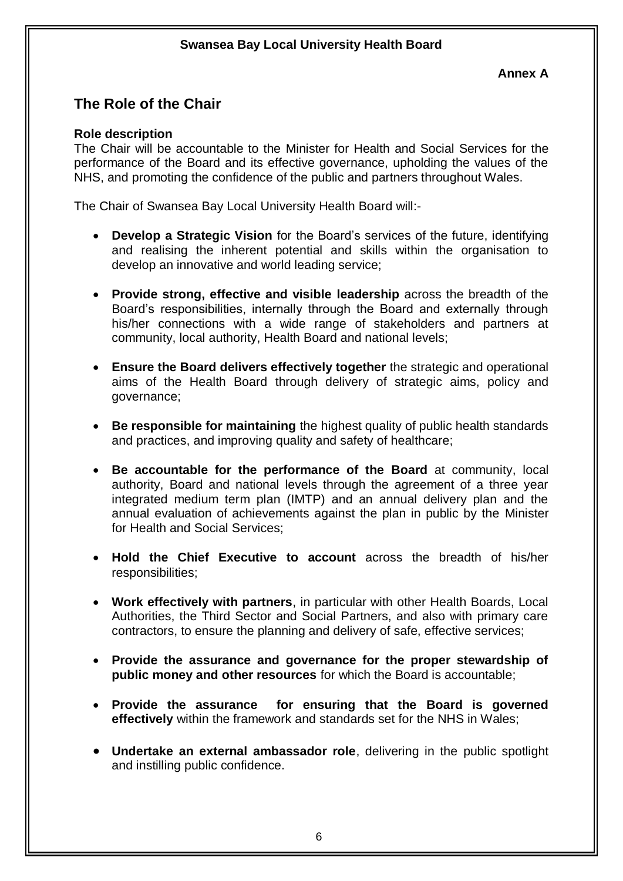Swansea Bay Local University Health Board

**Annex A**

## The Role of the Chair

**Role description**

The Chair will be accountable to the Minister for Health and Social Services for the performance of the Board and its effective governance, upholding the values of the NHS, and promoting the confidence of the public and partners throughout Wales.

The Chair of Swansea Bay Local University Health Board will:-

- **Develop a Strategic Vision** for the Board's services of the future, identifying and realising the inherent potential and skills within the organisation to develop an innovative and world leading service;
- **Provide strong, effective and visible leadership** across the breadth of the Board's responsibilities, internally through the Board and externally through his/her connections with a wide range of stakeholders and partners at community, local authority, Health Board and national levels;
- **Ensure the Board delivers effectively together** the strategic and operational aims of the Health Board through delivery of strategic aims, policy and governance;
- **Be responsible for maintaining** the highest quality of public health standards and practices, and improving quality and safety of healthcare;
- **Be accountable for the performance of the Board** at community, local authority, Board and national levels through the agreement of a three year integrated medium term plan (IMTP) and an annual delivery plan and the annual evaluation of achievements against the plan in public by the Minister for Health and Social Services;
- **Hold the Chief Executive to account** across the breadth of his/her responsibilities;
- **Work effectively with partners**, in particular with other Health Boards, Local Authorities, the Third Sector and Social Partners, and also with primary care contractors, to ensure the planning and delivery of safe, effective services;
- **Provide the assurance and governance for the proper stewardship of public money and other resources** for which the Board is accountable;
- **Provide the assurance for ensuring that the Board is governed effectively** within the framework and standards set for the NHS in Wales;
- **Undertake an external ambassador role**, delivering in the public spotlight and instilling public confidence.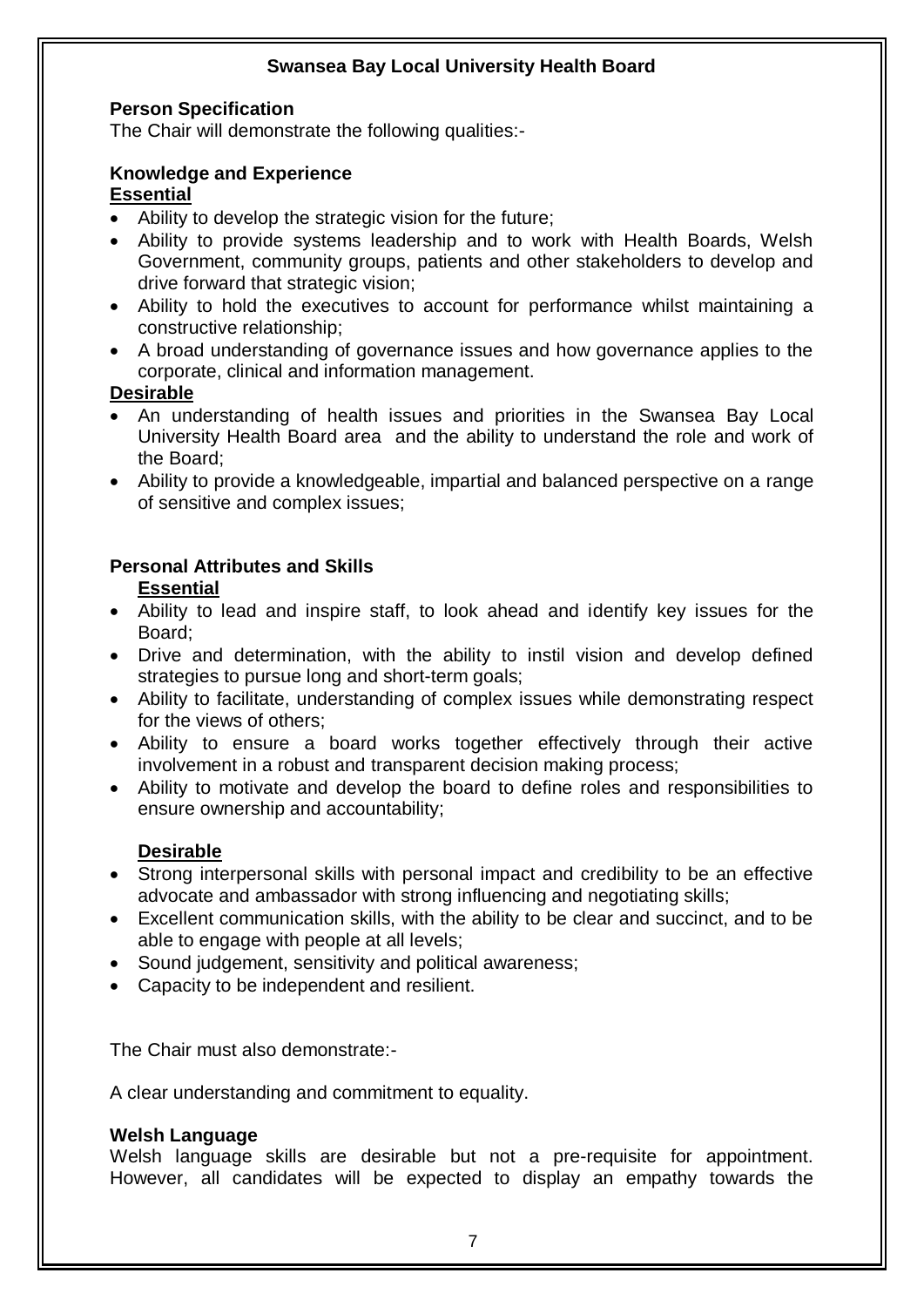**Swansea Bay Local University Health Board**

**Person Specification**

The Chair will demonstrate the following qualities:-

**Knowledge and Experience**

**Essential**

- Ability to develop the strategic vision for the future;
- Ability to provide systems leadership and to work with Health Boards, Welsh Government, community groups, patients and other stakeholders to develop and drive forward that strategic vision;
- Ability to hold the executives to account for performance whilst maintaining a constructive relationship;
- A broad understanding of governance issues and how governance applies to the corporate, clinical and information management.

**Desirable**

- An understanding of health issues and priorities in the Swansea Bay Local University Health Board area and the ability to understand the role and work of the Board;
- Ability to provide a knowledgeable, impartial and balanced perspective on a range of sensitive and complex issues;

**Personal Attributes and Skills**

**Essential**

- Ability to lead and inspire staff, to look ahead and identify key issues for the Board;
- Drive and determination, with the ability to instil vision and develop defined strategies to pursue long and short-term goals;
- Ability to facilitate, understanding of complex issues while demonstrating respect for the views of others;
- Ability to ensure a board works together effectively through their active involvement in a robust and transparent decision making process;
- Ability to motivate and develop the board to define roles and responsibilities to ensure ownership and accountability;

**Desirable**

- Strong interpersonal skills with personal impact and credibility to be an effective advocate and ambassador with strong influencing and negotiating skills;
- Excellent communication skills, with the ability to be clear and succinct, and to be able to engage with people at all levels;
- Sound judgement, sensitivity and political awareness;
- Capacity to be independent and resilient.

The Chair must also demonstrate:-

A clear understanding and commitment to equality.

**Welsh Language**

Welsh language skills are desirable but not a pre-requisite for appointment. However, all candidates will be expected to display an empathy towards the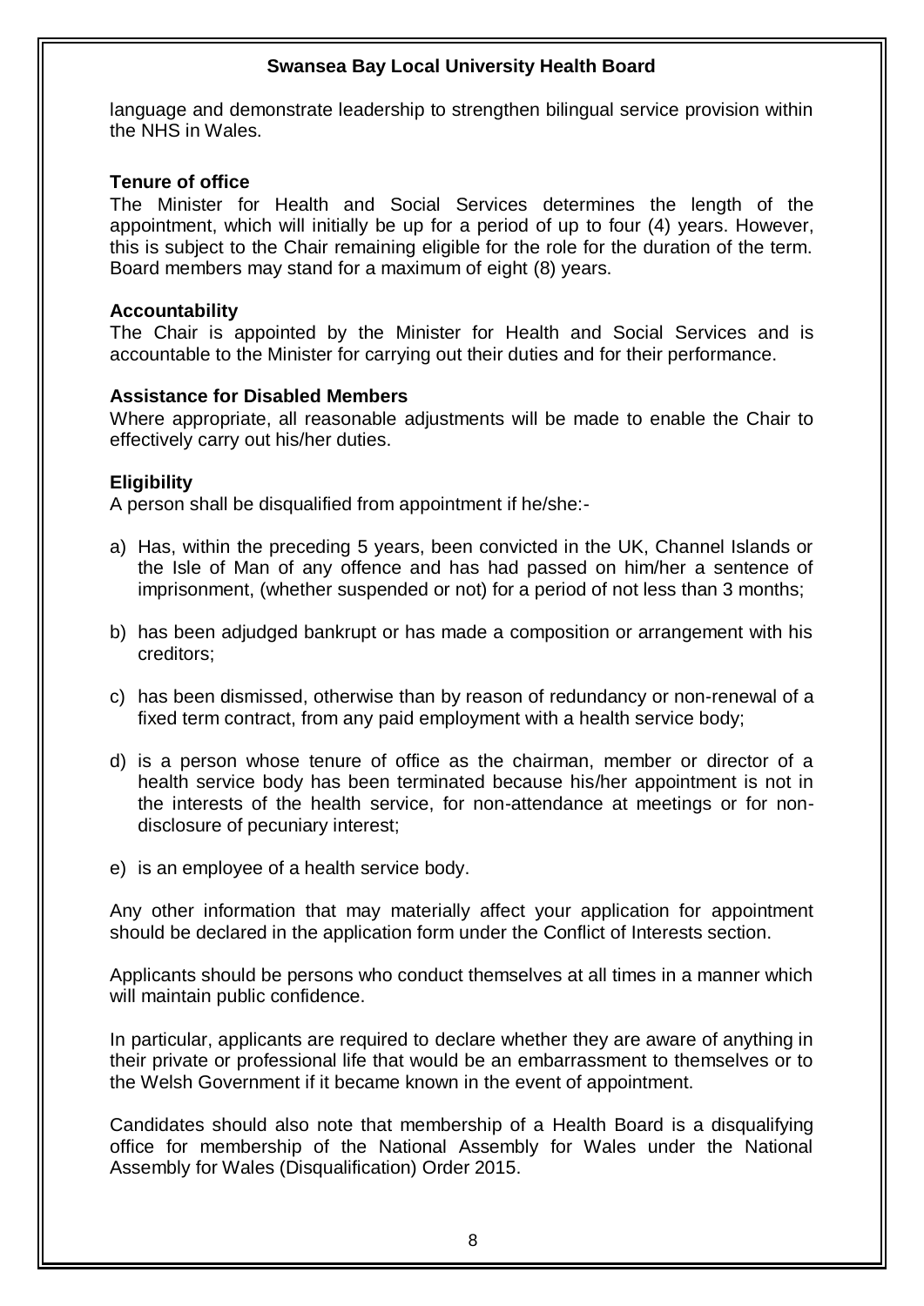language and demonstrate leadership to strengthen bilingual service provision within the NHS in Wales.

**Tenure of office**

The Minister for Health and Social Services determines the length of the appointment, which will initially be up for a period of up to four (4) years. However, this is subject to the Chair remaining eligible for the role for the duration of the term. Board members may stand for a maximum of eight (8) years.

**Accountability**

The Chair is appointed by the Minister for Health and Social Services and is accountable to the Minister for carrying out their duties and for their performance.

**Assistance for Disabled Members**

Where appropriate, all reasonable adjustments will be made to enable the Chair to effectively carry out his/her duties.

**Eligibility**

A person shall be disqualified from appointment if he/she:-

a) Has, within the preceding 5 years, been convicted in the UK, Channel Islands or the Isle of Man of any offence and has had passed on him/her a sentence of imprisonment, (whether suspended or not) for a period of not less than 3 months;

b) has been adjudged bankrupt or has made a composition or arrangement with his creditors;

c) has been dismissed, otherwise than by reason of redundancy or non-renewal of a fixed term contract, from any paid employment with a health service body;

d) is a person whose tenure of office as the chairman, member or director of a health service body has been terminated because his/her appointment is not in the interests of the health service, for non-attendance at meetings or for non-disclosure of pecuniary interest;

e) is an employee of a health service body.

Any other information that may materially affect your application for appointment should be declared in the application form under the Conflict of Interests section.

Applicants should be persons who conduct themselves at all times in a manner which will maintain public confidence.

In particular, applicants are required to declare whether they are aware of anything in their private or professional life that would be an embarrassment to themselves or to the Welsh Government if it became known in the event of appointment.

Candidates should also note that membership of a Health Board is a disqualifying office for membership of the National Assembly for Wales under the National Assembly for Wales (Disqualification) Order 2015.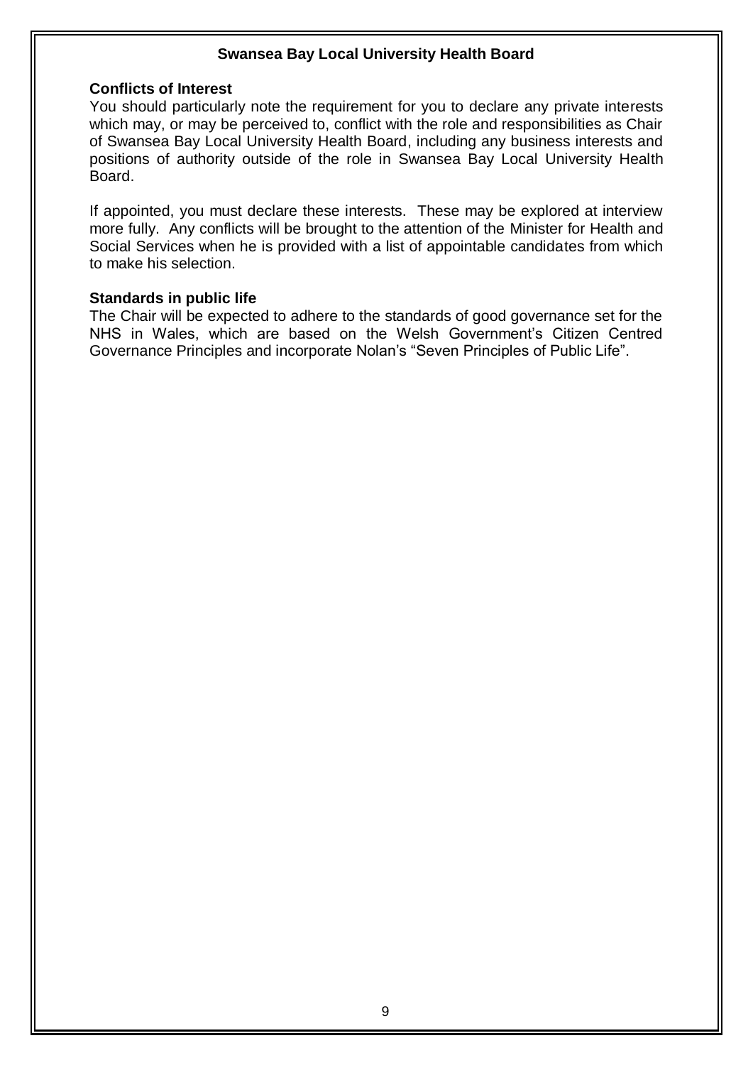**Conflicts of Interest**

You should particularly note the requirement for you to declare any private interests which may, or may be perceived to, conflict with the role and responsibilities as Chair of Swansea Bay Local University Health Board, including any business interests and positions of authority outside of the role in Swansea Bay Local University Health Board.

If appointed, you must declare these interests. These may be explored at interview more fully. Any conflicts will be brought to the attention of the Minister for Health and Social Services when he is provided with a list of appointable candidates from which to make his selection.

**Standards in public life**

The Chair will be expected to adhere to the standards of good governance set for the NHS in Wales, which are based on the Welsh Government's Citizen Centred Governance Principles and incorporate Nolan's "Seven Principles of Public Life".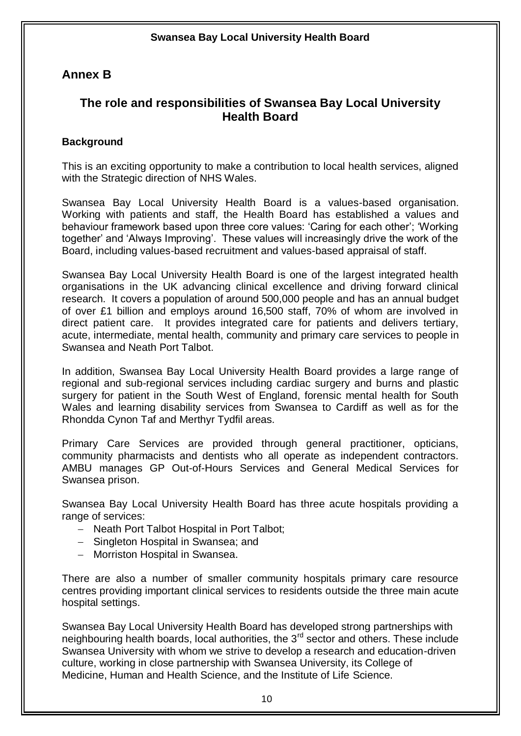## Annex B

## The role and responsibilities of Swansea Bay Local University Health Board

### Background

This is an exciting opportunity to make a contribution to local health services, aligned with the Strategic direction of NHS Wales.

Swansea Bay Local University Health Board is a values-based organisation. Working with patients and staff, the Health Board has established a values and behaviour framework based upon three core values: 'Caring for each other'; 'Working together' and 'Always Improving'. These values will increasingly drive the work of the Board, including values-based recruitment and values-based appraisal of staff.

Swansea Bay Local University Health Board is one of the largest integrated health organisations in the UK advancing clinical excellence and driving forward clinical research. It covers a population of around 500,000 people and has an annual budget of over £1 billion and employs around 16,500 staff, 70% of whom are involved in direct patient care. It provides integrated care for patients and delivers tertiary, acute, intermediate, mental health, community and primary care services to people in Swansea and Neath Port Talbot.

In addition, Swansea Bay Local University Health Board provides a large range of regional and sub-regional services including cardiac surgery and burns and plastic surgery for patient in the South West of England, forensic mental health for South Wales and learning disability services from Swansea to Cardiff as well as for the Rhondda Cynon Taf and Merthyr Tydfil areas.

Primary Care Services are provided through general practitioner, opticians, community pharmacists and dentists who all operate as independent contractors. AMBU manages GP Out-of-Hours Services and General Medical Services for Swansea prison.

Swansea Bay Local University Health Board has three acute hospitals providing a range of services:

- Neath Port Talbot Hospital in Port Talbot;
- Singleton Hospital in Swansea; and
- Morriston Hospital in Swansea.

There are also a number of smaller community hospitals primary care resource centres providing important clinical services to residents outside the three main acute hospital settings.

Swansea Bay Local University Health Board has developed strong partnerships with neighbouring health boards, local authorities, the 3rd sector and others. These include Swansea University with whom we strive to develop a research and education-driven culture, working in close partnership with Swansea University, its College of Medicine, Human and Health Science, and the Institute of Life Science.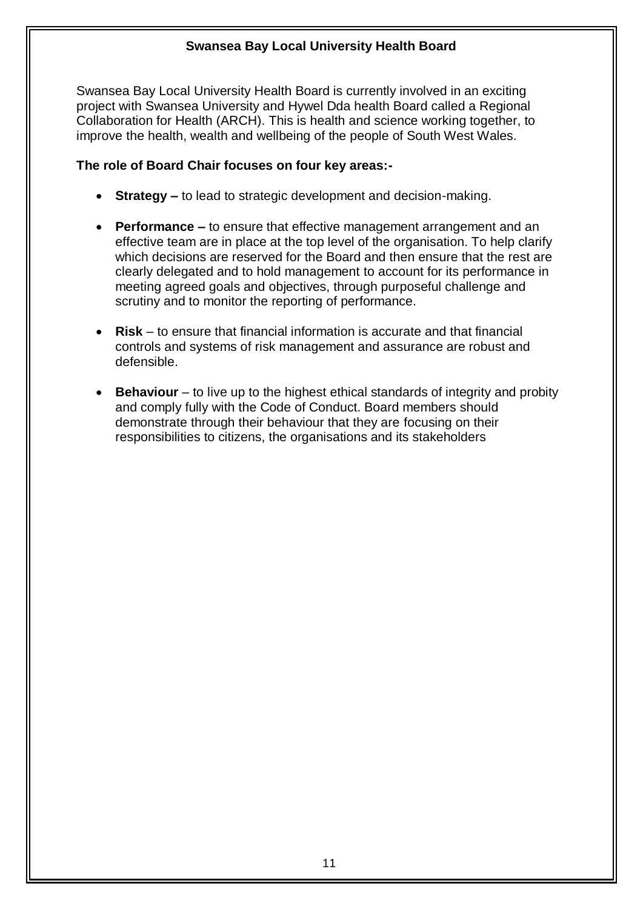## Swansea Bay Local University Health Board

Swansea Bay Local University Health Board is currently involved in an exciting project with Swansea University and Hywel Dda health Board called a Regional Collaboration for Health (ARCH). This is health and science working together, to improve the health, wealth and wellbeing of the people of South West Wales.

**The role of Board Chair focuses on four key areas:-**

- **Strategy –** to lead to strategic development and decision-making.
- **Performance –** to ensure that effective management arrangement and an effective team are in place at the top level of the organisation. To help clarify which decisions are reserved for the Board and then ensure that the rest are clearly delegated and to hold management to account for its performance in meeting agreed goals and objectives, through purposeful challenge and scrutiny and to monitor the reporting of performance.
- **Risk** – to ensure that financial information is accurate and that financial controls and systems of risk management and assurance are robust and defensible.
- **Behaviour** – to live up to the highest ethical standards of integrity and probity and comply fully with the Code of Conduct. Board members should demonstrate through their behaviour that they are focusing on their responsibilities to citizens, the organisations and its stakeholders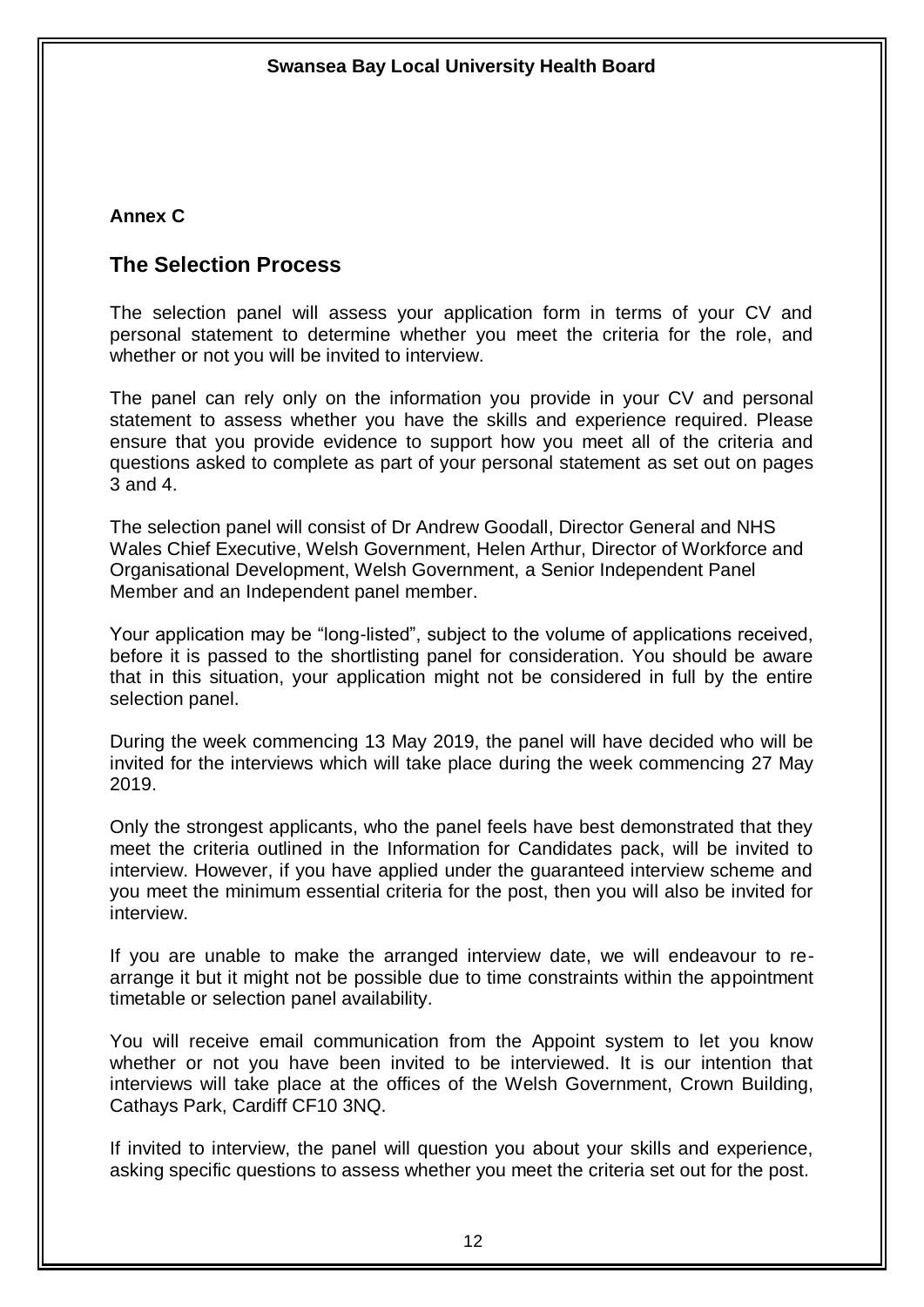**Annex C**

## The Selection Process

The selection panel will assess your application form in terms of your CV and personal statement to determine whether you meet the criteria for the role, and whether or not you will be invited to interview.

The panel can rely only on the information you provide in your CV and personal statement to assess whether you have the skills and experience required. Please ensure that you provide evidence to support how you meet all of the criteria and questions asked to complete as part of your personal statement as set out on pages 3 and 4.

The selection panel will consist of Dr Andrew Goodall, Director General and NHS Wales Chief Executive, Welsh Government, Helen Arthur, Director of Workforce and Organisational Development, Welsh Government, a Senior Independent Panel Member and an Independent panel member.

Your application may be "long-listed", subject to the volume of applications received, before it is passed to the shortlisting panel for consideration. You should be aware that in this situation, your application might not be considered in full by the entire selection panel.

During the week commencing 13 May 2019, the panel will have decided who will be invited for the interviews which will take place during the week commencing 27 May 2019.

Only the strongest applicants, who the panel feels have best demonstrated that they meet the criteria outlined in the Information for Candidates pack, will be invited to interview. However, if you have applied under the guaranteed interview scheme and you meet the minimum essential criteria for the post, then you will also be invited for interview.

If you are unable to make the arranged interview date, we will endeavour to re-arrange it but it might not be possible due to time constraints within the appointment timetable or selection panel availability.

You will receive email communication from the Appoint system to let you know whether or not you have been invited to be interviewed. It is our intention that interviews will take place at the offices of the Welsh Government, Crown Building, Cathays Park, Cardiff CF10 3NQ.

If invited to interview, the panel will question you about your skills and experience, asking specific questions to assess whether you meet the criteria set out for the post.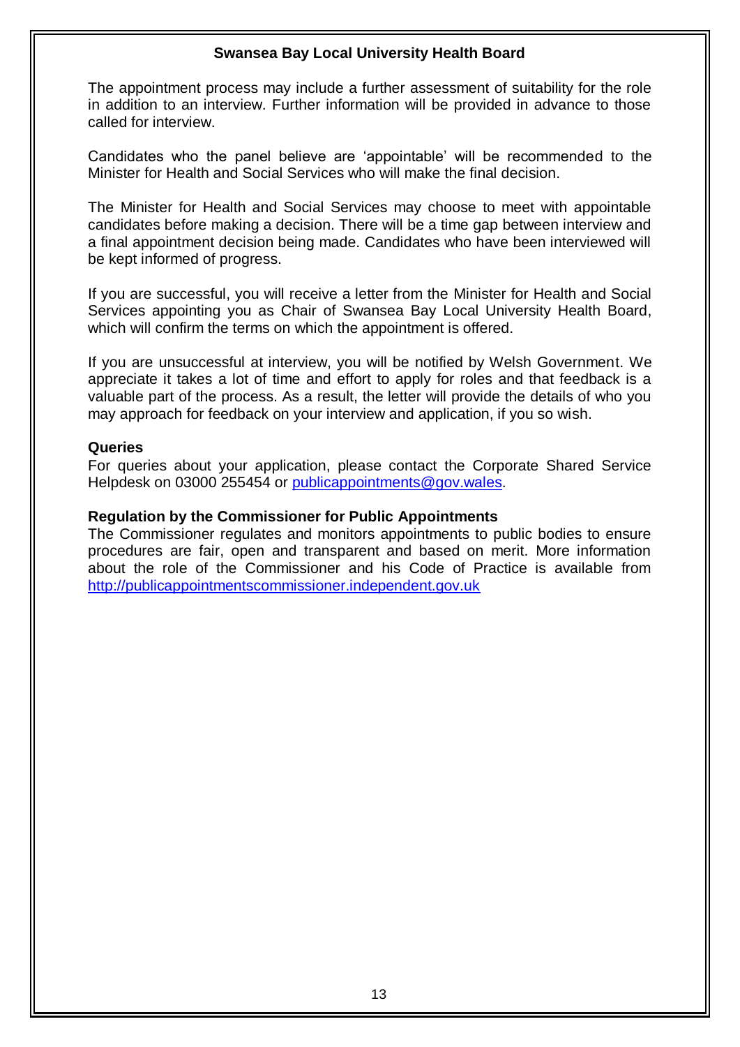The appointment process may include a further assessment of suitability for the role in addition to an interview. Further information will be provided in advance to those called for interview.

Candidates who the panel believe are 'appointable' will be recommended to the Minister for Health and Social Services who will make the final decision.

The Minister for Health and Social Services may choose to meet with appointable candidates before making a decision. There will be a time gap between interview and a final appointment decision being made. Candidates who have been interviewed will be kept informed of progress.

If you are successful, you will receive a letter from the Minister for Health and Social Services appointing you as Chair of Swansea Bay Local University Health Board, which will confirm the terms on which the appointment is offered.

If you are unsuccessful at interview, you will be notified by Welsh Government. We appreciate it takes a lot of time and effort to apply for roles and that feedback is a valuable part of the process. As a result, the letter will provide the details of who you may approach for feedback on your interview and application, if you so wish.

**Queries**

For queries about your application, please contact the Corporate Shared Service Helpdesk on 03000 255454 or publicappointments@gov.wales.

**Regulation by the Commissioner for Public Appointments**

The Commissioner regulates and monitors appointments to public bodies to ensure procedures are fair, open and transparent and based on merit. More information about the role of the Commissioner and his Code of Practice is available from http://publicappointmentscommissioner.independent.gov.uk